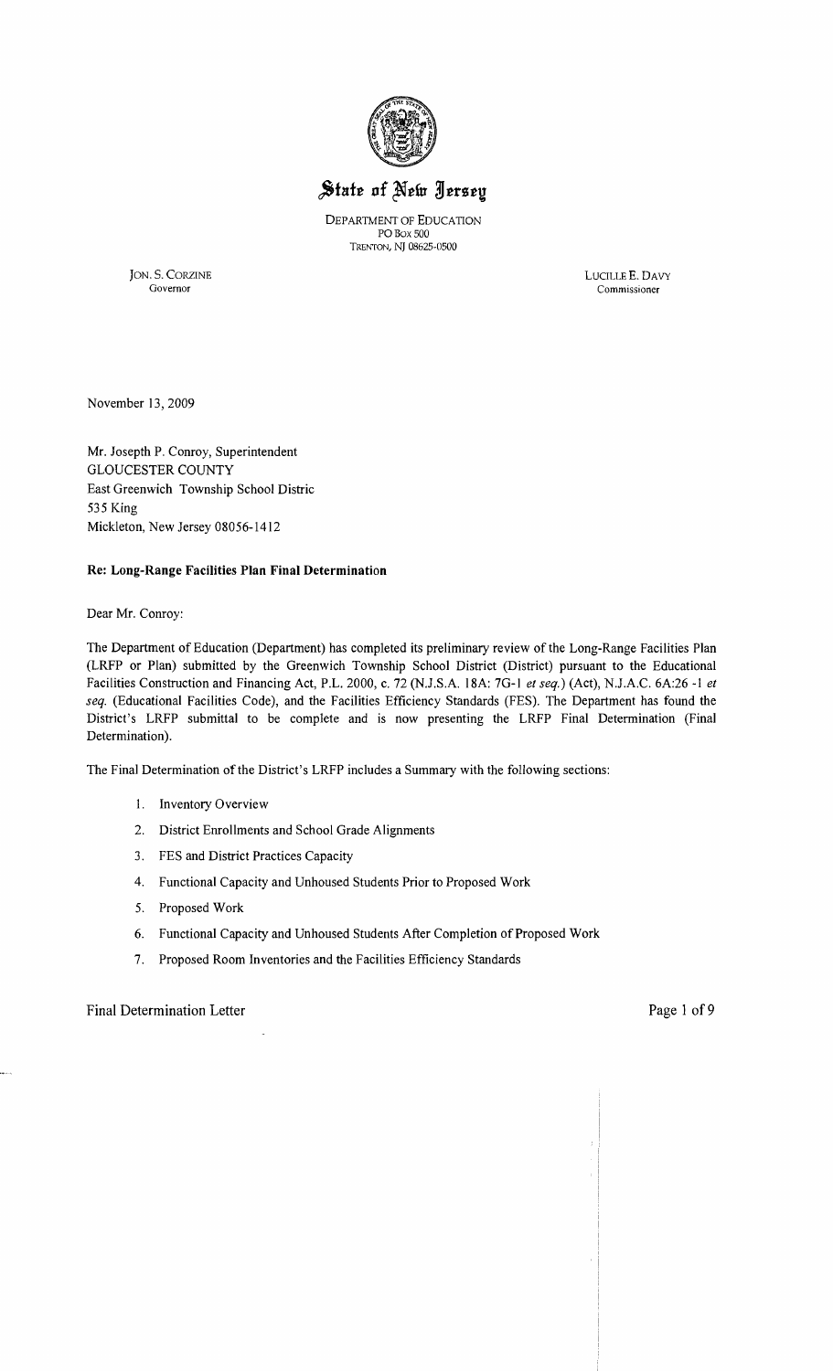# State of New Jersey

DEPARTMENT OF EDUCATION
PO Box 500
TRENTON, NJ 08625-0500

JON. S. CORZINE
Governor

LUCILLE E. DAVY
Commissioner

November 13, 2009

Mr. Josepth P. Conroy, Superintendent
GLOUCESTER COUNTY
East Greenwich Township School Distric
535 King
Mickleton, New Jersey 08056-1412

**Re: Long-Range Facilities Plan Final Determination**

Dear Mr. Conroy:

The Department of Education (Department) has completed its preliminary review of the Long-Range Facilities Plan (LRFP or Plan) submitted by the Greenwich Township School District (District) pursuant to the Educational Facilities Construction and Financing Act, P.L. 2000, c. 72 (N.J.S.A. 18A: 7G-1 *et seq.*) (Act), N.J.A.C. 6A:26 -1 *et seq.* (Educational Facilities Code), and the Facilities Efficiency Standards (FES). The Department has found the District's LRFP submittal to be complete and is now presenting the LRFP Final Determination (Final Determination).

The Final Determination of the District's LRFP includes a Summary with the following sections:

1. Inventory Overview
2. District Enrollments and School Grade Alignments
3. FES and District Practices Capacity
4. Functional Capacity and Unhoused Students Prior to Proposed Work
5. Proposed Work
6. Functional Capacity and Unhoused Students After Completion of Proposed Work
7. Proposed Room Inventories and the Facilities Efficiency Standards

Final Determination Letter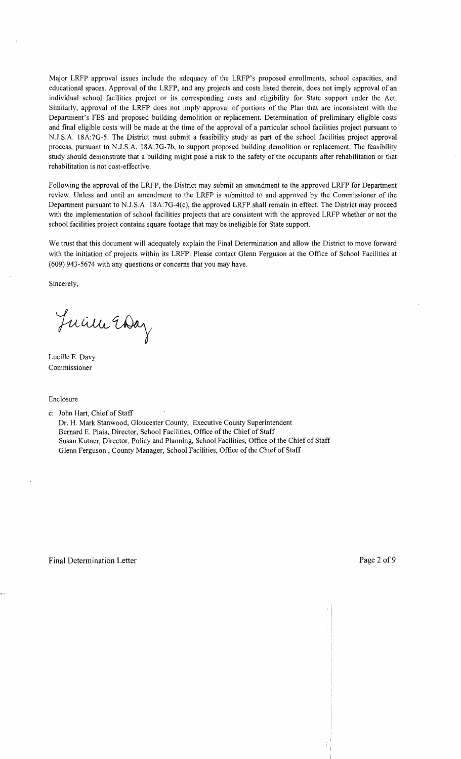Major LRFP approval issues include the adequacy of the LRFP's proposed enrollments, school capacities, and educational spaces. Approval of the LRFP, and any projects and costs listed therein, does not imply approval of an individual school facilities project or its corresponding costs and eligibility for State support under the Act. Similarly, approval of the LRFP does not imply approval of portions of the Plan that are inconsistent with the Department's FES and proposed building demolition or replacement. Determination of preliminary eligible costs and final eligible costs will be made at the time of the approval of a particular school facilities project pursuant to N.J.S.A. 18A:7G-5. The District must submit a feasibility study as part of the school facilities project approval process, pursuant to N.J.S.A. 18A:7G-7b, to support proposed building demolition or replacement. The feasibility study should demonstrate that a building might pose a risk to the safety of the occupants after rehabilitation or that rehabilitation is not cost-effective.

Following the approval of the LRFP, the District may submit an amendment to the approved LRFP for Department review. Unless and until an amendment to the LRFP is submitted to and approved by the Commissioner of the Department pursuant to N.J.S.A. 18A:7G-4(c), the approved LRFP shall remain in effect. The District may proceed with the implementation of school facilities projects that are consistent with the approved LRFP whether or not the school facilities project contains square footage that may be ineligible for State support.

We trust that this document will adequately explain the Final Determination and allow the District to move forward with the initiation of projects within its LRFP. Please contact Glenn Ferguson at the Office of School Facilities at (609) 943-5674 with any questions or concerns that you may have.

Sincerely,

Lucille E. Davy
Commissioner

Enclosure

c: John Hart, Chief of Staff
Dr. H. Mark Stanwood, Gloucester County, Executive County Superintendent
Bernard E. Piaia, Director, School Facilities, Office of the Chief of Staff
Susan Kutner, Director, Policy and Planning, School Facilities, Office of the Chief of Staff
Glenn Ferguson , County Manager, School Facilities, Office of the Chief of Staff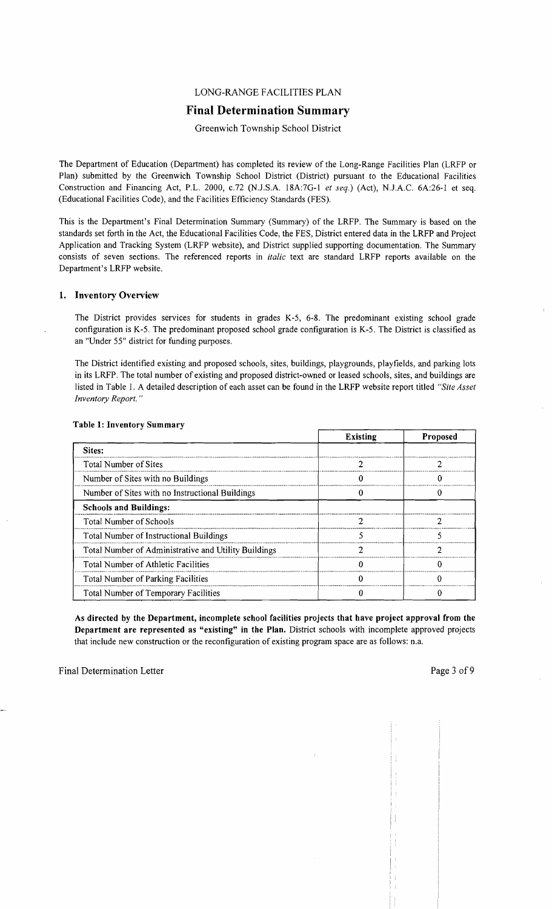LONG-RANGE FACILITIES PLAN

# Final Determination Summary

Greenwich Township School District

The Department of Education (Department) has completed its review of the Long-Range Facilities Plan (LRFP or Plan) submitted by the Greenwich Township School District (District) pursuant to the Educational Facilities Construction and Financing Act, P.L. 2000, c.72 (N.J.S.A. 18A:7G-1 *et seq.*) (Act), N.J.A.C. 6A:26-1 et seq. (Educational Facilities Code), and the Facilities Efficiency Standards (FES).

This is the Department's Final Determination Summary (Summary) of the LRFP. The Summary is based on the standards set forth in the Act, the Educational Facilities Code, the FES, District entered data in the LRFP and Project Application and Tracking System (LRFP website), and District supplied supporting documentation. The Summary consists of seven sections. The referenced reports in *italic* text are standard LRFP reports available on the Department's LRFP website.

## 1. Inventory Overview

The District provides services for students in grades K-5, 6-8. The predominant existing school grade configuration is K-5. The predominant proposed school grade configuration is K-5. The District is classified as an "Under 55" district for funding purposes.

The District identified existing and proposed schools, sites, buildings, playgrounds, playfields, and parking lots in its LRFP. The total number of existing and proposed district-owned or leased schools, sites, and buildings are listed in Table 1. A detailed description of each asset can be found in the LRFP website report titled *"Site Asset Inventory Report."*

**Table 1: Inventory Summary**

| | Existing | Proposed |
|---|---|---|
| **Sites:** | | |
| Total Number of Sites | 2 | 2 |
| Number of Sites with no Buildings | 0 | 0 |
| Number of Sites with no Instructional Buildings | 0 | 0 |
| **Schools and Buildings:** | | |
| Total Number of Schools | 2 | 2 |
| Total Number of Instructional Buildings | 5 | 5 |
| Total Number of Administrative and Utility Buildings | 2 | 2 |
| Total Number of Athletic Facilities | 0 | 0 |
| Total Number of Parking Facilities | 0 | 0 |
| Total Number of Temporary Facilities | 0 | 0 |

**As directed by the Department, incomplete school facilities projects that have project approval from the Department are represented as "existing" in the Plan.** District schools with incomplete approved projects that include new construction or the reconfiguration of existing program space are as follows: n.a.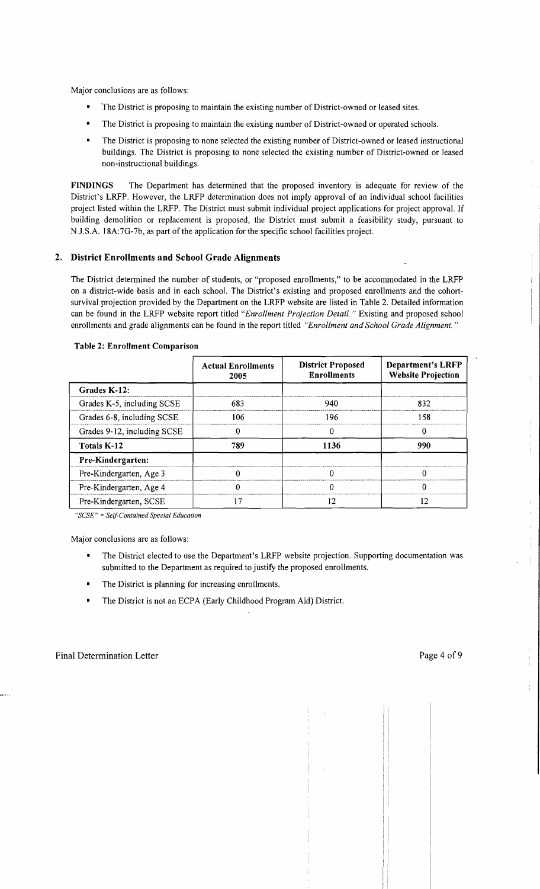Major conclusions are as follows:

- The District is proposing to maintain the existing number of District-owned or leased sites.
- The District is proposing to maintain the existing number of District-owned or operated schools.
- The District is proposing to none selected the existing number of District-owned or leased instructional buildings. The District is proposing to none selected the existing number of District-owned or leased non-instructional buildings.

**FINDINGS** The Department has determined that the proposed inventory is adequate for review of the District's LRFP. However, the LRFP determination does not imply approval of an individual school facilities project listed within the LRFP. The District must submit individual project applications for project approval. If building demolition or replacement is proposed, the District must submit a feasibility study, pursuant to N.J.S.A. 18A:7G-7b, as part of the application for the specific school facilities project.

## 2. District Enrollments and School Grade Alignments

The District determined the number of students, or "proposed enrollments," to be accommodated in the LRFP on a district-wide basis and in each school. The District's existing and proposed enrollments and the cohort-survival projection provided by the Department on the LRFP website are listed in Table 2. Detailed information can be found in the LRFP website report titled *"Enrollment Projection Detail."* Existing and proposed school enrollments and grade alignments can be found in the report titled *"Enrollment and School Grade Alignment."*

**Table 2: Enrollment Comparison**

| | Actual Enrollments 2005 | District Proposed Enrollments | Department's LRFP Website Projection |
|---|---|---|---|
| **Grades K-12:** | | | |
| Grades K-5, including SCSE | 683 | 940 | 832 |
| Grades 6-8, including SCSE | 106 | 196 | 158 |
| Grades 9-12, including SCSE | 0 | 0 | 0 |
| **Totals K-12** | **789** | **1136** | **990** |
| **Pre-Kindergarten:** | | | |
| Pre-Kindergarten, Age 3 | 0 | 0 | 0 |
| Pre-Kindergarten, Age 4 | 0 | 0 | 0 |
| Pre-Kindergarten, SCSE | 17 | 12 | 12 |

*"SCSE" = Self-Contained Special Education*

Major conclusions are as follows:

- The District elected to use the Department's LRFP website projection. Supporting documentation was submitted to the Department as required to justify the proposed enrollments.
- The District is planning for increasing enrollments.
- The District is not an ECPA (Early Childhood Program Aid) District.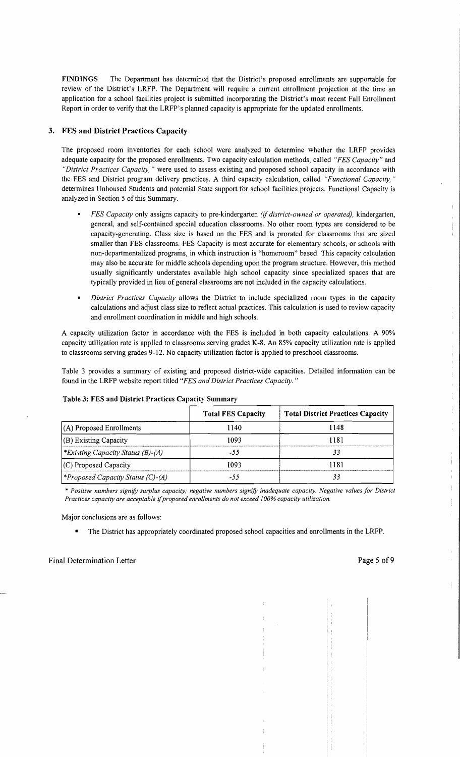**FINDINGS** The Department has determined that the District's proposed enrollments are supportable for review of the District's LRFP. The Department will require a current enrollment projection at the time an application for a school facilities project is submitted incorporating the District's most recent Fall Enrollment Report in order to verify that the LRFP's planned capacity is appropriate for the updated enrollments.

## 3. FES and District Practices Capacity

The proposed room inventories for each school were analyzed to determine whether the LRFP provides adequate capacity for the proposed enrollments. Two capacity calculation methods, called *"FES Capacity"* and *"District Practices Capacity,"* were used to assess existing and proposed school capacity in accordance with the FES and District program delivery practices. A third capacity calculation, called *"Functional Capacity,"* determines Unhoused Students and potential State support for school facilities projects. Functional Capacity is analyzed in Section 5 of this Summary.

- *FES Capacity* only assigns capacity to pre-kindergarten *(if district-owned or operated)*, kindergarten, general, and self-contained special education classrooms. No other room types are considered to be capacity-generating. Class size is based on the FES and is prorated for classrooms that are sized smaller than FES classrooms. FES Capacity is most accurate for elementary schools, or schools with non-departmentalized programs, in which instruction is "homeroom" based. This capacity calculation may also be accurate for middle schools depending upon the program structure. However, this method usually significantly understates available high school capacity since specialized spaces that are typically provided in lieu of general classrooms are not included in the capacity calculations.
- *District Practices Capacity* allows the District to include specialized room types in the capacity calculations and adjust class size to reflect actual practices. This calculation is used to review capacity and enrollment coordination in middle and high schools.

A capacity utilization factor in accordance with the FES is included in both capacity calculations. A 90% capacity utilization rate is applied to classrooms serving grades K-8. An 85% capacity utilization rate is applied to classrooms serving grades 9-12. No capacity utilization factor is applied to preschool classrooms.

Table 3 provides a summary of existing and proposed district-wide capacities. Detailed information can be found in the LRFP website report titled *"FES and District Practices Capacity."*

**Table 3: FES and District Practices Capacity Summary**

| | Total FES Capacity | Total District Practices Capacity |
|---|---|---|
| (A) Proposed Enrollments | 1140 | 1148 |
| (B) Existing Capacity | 1093 | 1181 |
| **Existing Capacity Status (B)-(A)* | *-55* | *33* |
| (C) Proposed Capacity | 1093 | 1181 |
| **Proposed Capacity Status (C)-(A)* | *-55* | *33* |

*\* Positive numbers signify surplus capacity; negative numbers signify inadequate capacity. Negative values for District Practices capacity are acceptable if proposed enrollments do not exceed 100% capacity utilization.*

Major conclusions are as follows:

- The District has appropriately coordinated proposed school capacities and enrollments in the LRFP.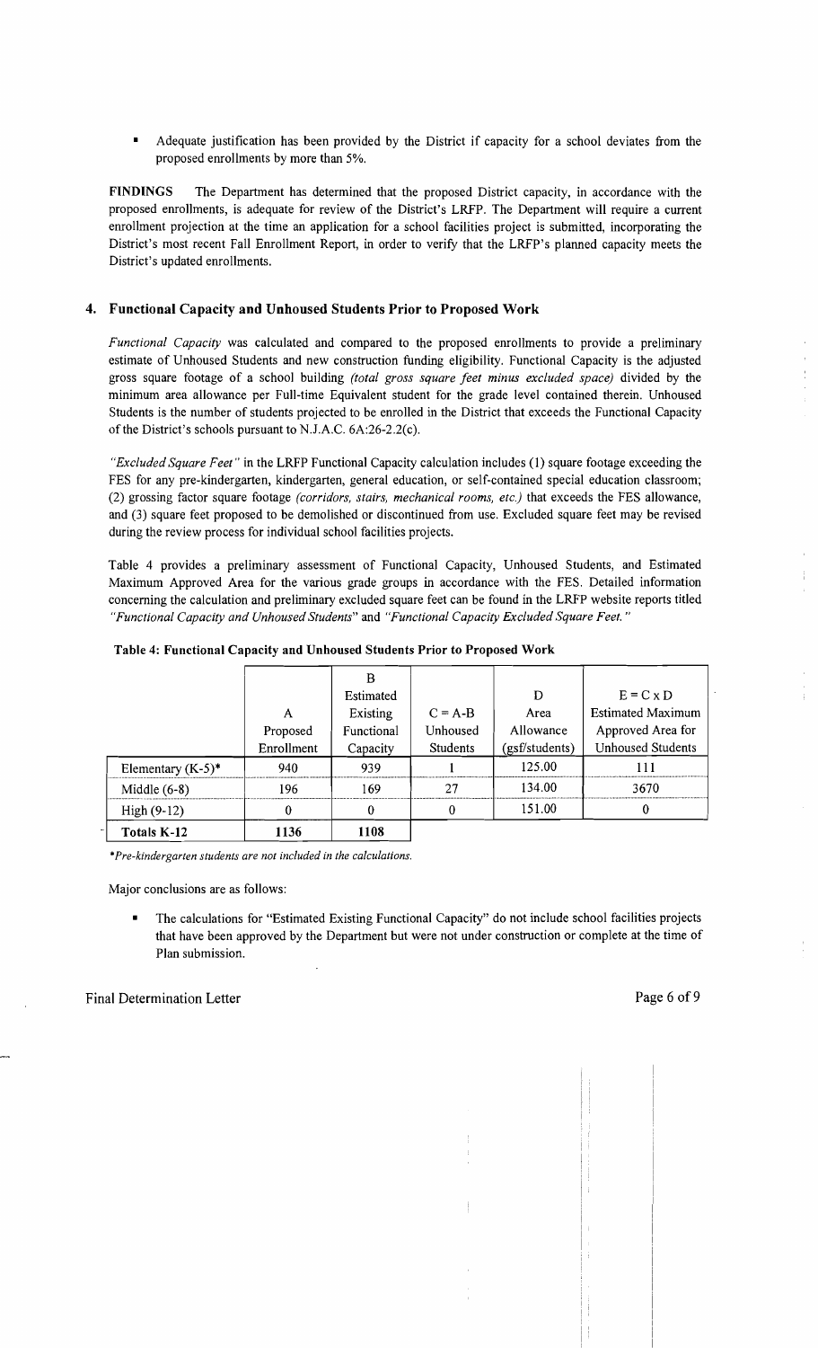- Adequate justification has been provided by the District if capacity for a school deviates from the proposed enrollments by more than 5%.

**FINDINGS** The Department has determined that the proposed District capacity, in accordance with the proposed enrollments, is adequate for review of the District's LRFP. The Department will require a current enrollment projection at the time an application for a school facilities project is submitted, incorporating the District's most recent Fall Enrollment Report, in order to verify that the LRFP's planned capacity meets the District's updated enrollments.

## 4. Functional Capacity and Unhoused Students Prior to Proposed Work

*Functional Capacity* was calculated and compared to the proposed enrollments to provide a preliminary estimate of Unhoused Students and new construction funding eligibility. Functional Capacity is the adjusted gross square footage of a school building *(total gross square feet minus excluded space)* divided by the minimum area allowance per Full-time Equivalent student for the grade level contained therein. Unhoused Students is the number of students projected to be enrolled in the District that exceeds the Functional Capacity of the District's schools pursuant to N.J.A.C. 6A:26-2.2(c).

*"Excluded Square Feet"* in the LRFP Functional Capacity calculation includes (1) square footage exceeding the FES for any pre-kindergarten, kindergarten, general education, or self-contained special education classroom; (2) grossing factor square footage *(corridors, stairs, mechanical rooms, etc.)* that exceeds the FES allowance, and (3) square feet proposed to be demolished or discontinued from use. Excluded square feet may be revised during the review process for individual school facilities projects.

Table 4 provides a preliminary assessment of Functional Capacity, Unhoused Students, and Estimated Maximum Approved Area for the various grade groups in accordance with the FES. Detailed information concerning the calculation and preliminary excluded square feet can be found in the LRFP website reports titled *"Functional Capacity and Unhoused Students"* and *"Functional Capacity Excluded Square Feet."*

**Table 4: Functional Capacity and Unhoused Students Prior to Proposed Work**

| | A Proposed Enrollment | B Estimated Existing Functional Capacity | C = A-B Unhoused Students | D Area Allowance (gsf/students) | E = C x D Estimated Maximum Approved Area for Unhoused Students |
|---|---|---|---|---|---|
| Elementary (K-5)* | 940 | 939 | 1 | 125.00 | 111 |
| Middle (6-8) | 196 | 169 | 27 | 134.00 | 3670 |
| High (9-12) | 0 | 0 | 0 | 151.00 | 0 |
| **Totals K-12** | **1136** | **1108** | | | |

*\*Pre-kindergarten students are not included in the calculations.*

Major conclusions are as follows:

- The calculations for "Estimated Existing Functional Capacity" do not include school facilities projects that have been approved by the Department but were not under construction or complete at the time of Plan submission.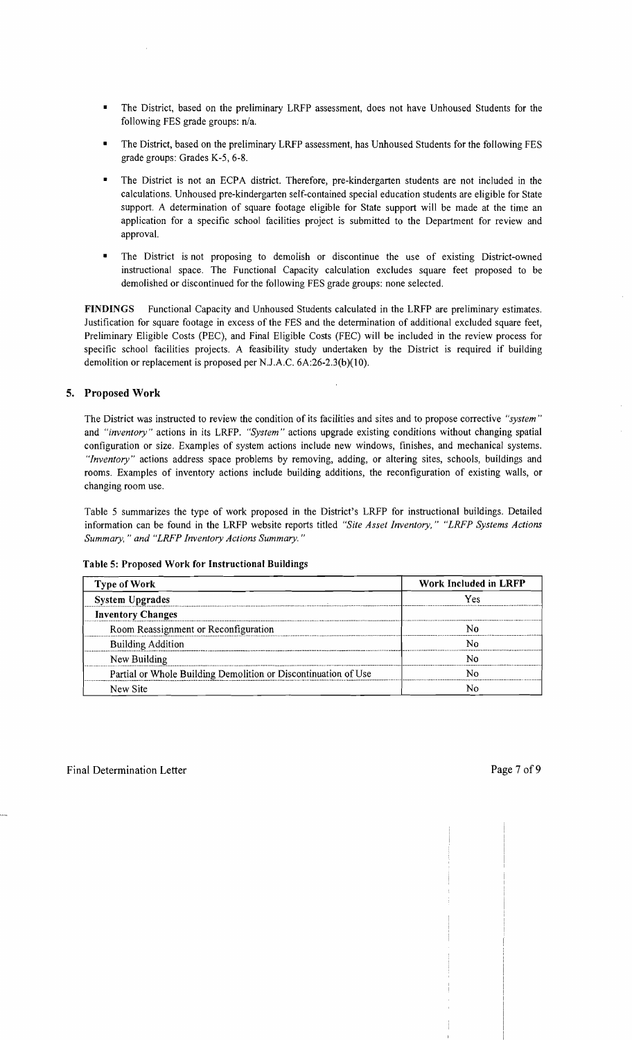- The District, based on the preliminary LRFP assessment, does not have Unhoused Students for the following FES grade groups: n/a.
- The District, based on the preliminary LRFP assessment, has Unhoused Students for the following FES grade groups: Grades K-5, 6-8.
- The District is not an ECPA district. Therefore, pre-kindergarten students are not included in the calculations. Unhoused pre-kindergarten self-contained special education students are eligible for State support. A determination of square footage eligible for State support will be made at the time an application for a specific school facilities project is submitted to the Department for review and approval.
- The District is not proposing to demolish or discontinue the use of existing District-owned instructional space. The Functional Capacity calculation excludes square feet proposed to be demolished or discontinued for the following FES grade groups: none selected.

**FINDINGS** Functional Capacity and Unhoused Students calculated in the LRFP are preliminary estimates. Justification for square footage in excess of the FES and the determination of additional excluded square feet, Preliminary Eligible Costs (PEC), and Final Eligible Costs (FEC) will be included in the review process for specific school facilities projects. A feasibility study undertaken by the District is required if building demolition or replacement is proposed per N.J.A.C. 6A:26-2.3(b)(10).

## 5. Proposed Work

The District was instructed to review the condition of its facilities and sites and to propose corrective *"system"* and *"inventory"* actions in its LRFP. *"System"* actions upgrade existing conditions without changing spatial configuration or size. Examples of system actions include new windows, finishes, and mechanical systems. *"Inventory"* actions address space problems by removing, adding, or altering sites, schools, buildings and rooms. Examples of inventory actions include building additions, the reconfiguration of existing walls, or changing room use.

Table 5 summarizes the type of work proposed in the District's LRFP for instructional buildings. Detailed information can be found in the LRFP website reports titled *"Site Asset Inventory," "LRFP Systems Actions Summary," and "LRFP Inventory Actions Summary."*

**Table 5: Proposed Work for Instructional Buildings**

| Type of Work | Work Included in LRFP |
|---|---|
| **System Upgrades** | Yes |
| **Inventory Changes** | |
| Room Reassignment or Reconfiguration | No |
| Building Addition | No |
| New Building | No |
| Partial or Whole Building Demolition or Discontinuation of Use | No |
| New Site | No |

Final Determination Letter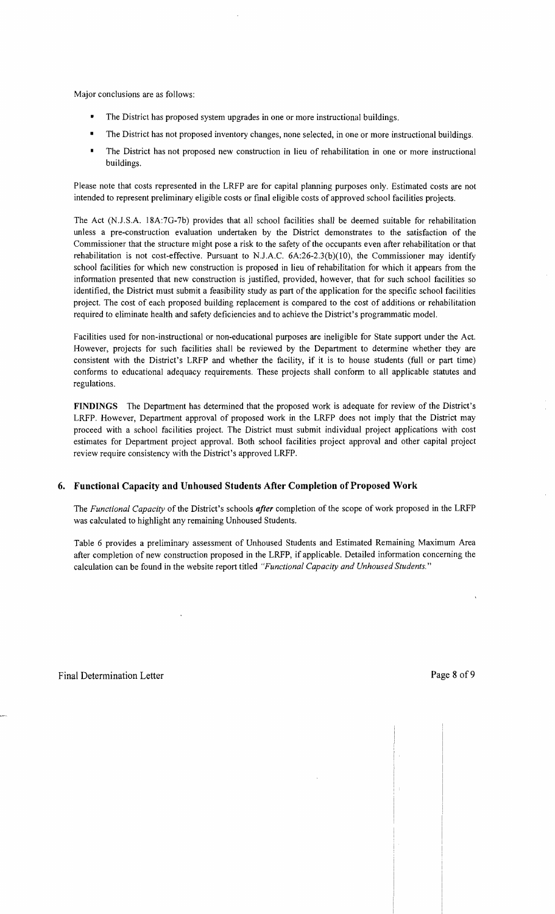Major conclusions are as follows:

- The District has proposed system upgrades in one or more instructional buildings.
- The District has not proposed inventory changes, none selected, in one or more instructional buildings.
- The District has not proposed new construction in lieu of rehabilitation in one or more instructional buildings.

Please note that costs represented in the LRFP are for capital planning purposes only. Estimated costs are not intended to represent preliminary eligible costs or final eligible costs of approved school facilities projects.

The Act (N.J.S.A. 18A:7G-7b) provides that all school facilities shall be deemed suitable for rehabilitation unless a pre-construction evaluation undertaken by the District demonstrates to the satisfaction of the Commissioner that the structure might pose a risk to the safety of the occupants even after rehabilitation or that rehabilitation is not cost-effective. Pursuant to N.J.A.C. 6A:26-2.3(b)(10), the Commissioner may identify school facilities for which new construction is proposed in lieu of rehabilitation for which it appears from the information presented that new construction is justified, provided, however, that for such school facilities so identified, the District must submit a feasibility study as part of the application for the specific school facilities project. The cost of each proposed building replacement is compared to the cost of additions or rehabilitation required to eliminate health and safety deficiencies and to achieve the District's programmatic model.

Facilities used for non-instructional or non-educational purposes are ineligible for State support under the Act. However, projects for such facilities shall be reviewed by the Department to determine whether they are consistent with the District's LRFP and whether the facility, if it is to house students (full or part time) conforms to educational adequacy requirements. These projects shall conform to all applicable statutes and regulations.

**FINDINGS** The Department has determined that the proposed work is adequate for review of the District's LRFP. However, Department approval of proposed work in the LRFP does not imply that the District may proceed with a school facilities project. The District must submit individual project applications with cost estimates for Department project approval. Both school facilities project approval and other capital project review require consistency with the District's approved LRFP.

## 6. Functional Capacity and Unhoused Students After Completion of Proposed Work

The *Functional Capacity* of the District's schools ***after*** completion of the scope of work proposed in the LRFP was calculated to highlight any remaining Unhoused Students.

Table 6 provides a preliminary assessment of Unhoused Students and Estimated Remaining Maximum Area after completion of new construction proposed in the LRFP, if applicable. Detailed information concerning the calculation can be found in the website report titled *"Functional Capacity and Unhoused Students."*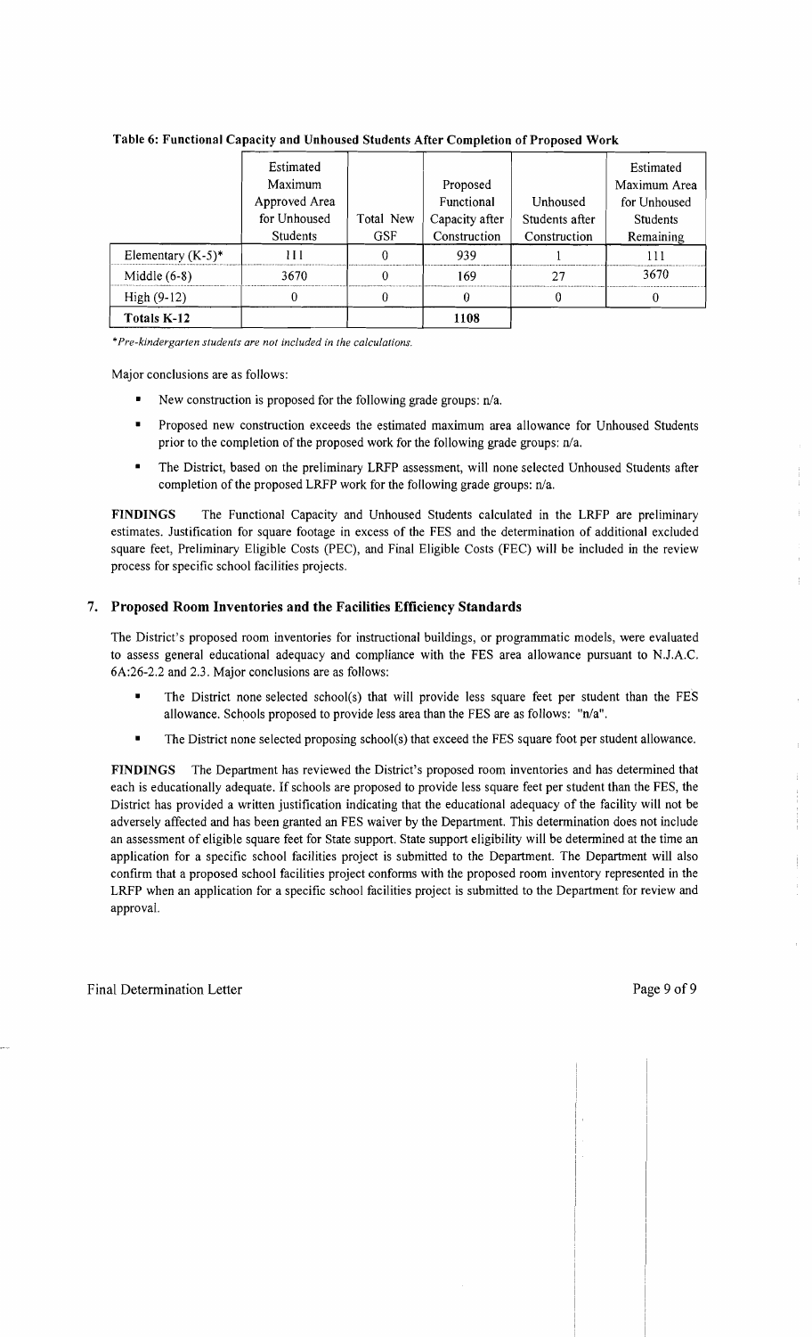**Table 6: Functional Capacity and Unhoused Students After Completion of Proposed Work**

| | Estimated Maximum Approved Area for Unhoused Students | Total New GSF | Proposed Functional Capacity after Construction | Unhoused Students after Construction | Estimated Maximum Area for Unhoused Students Remaining |
|---|---|---|---|---|---|
| Elementary (K-5)* | 111 | 0 | 939 | 1 | 111 |
| Middle (6-8) | 3670 | 0 | 169 | 27 | 3670 |
| High (9-12) | 0 | 0 | 0 | 0 | 0 |
| **Totals K-12** | | | **1108** | | |

*\*Pre-kindergarten students are not included in the calculations.*

Major conclusions are as follows:

- New construction is proposed for the following grade groups: n/a.
- Proposed new construction exceeds the estimated maximum area allowance for Unhoused Students prior to the completion of the proposed work for the following grade groups: n/a.
- The District, based on the preliminary LRFP assessment, will none selected Unhoused Students after completion of the proposed LRFP work for the following grade groups: n/a.

**FINDINGS** The Functional Capacity and Unhoused Students calculated in the LRFP are preliminary estimates. Justification for square footage in excess of the FES and the determination of additional excluded square feet, Preliminary Eligible Costs (PEC), and Final Eligible Costs (FEC) will be included in the review process for specific school facilities projects.

## 7. Proposed Room Inventories and the Facilities Efficiency Standards

The District's proposed room inventories for instructional buildings, or programmatic models, were evaluated to assess general educational adequacy and compliance with the FES area allowance pursuant to N.J.A.C. 6A:26-2.2 and 2.3. Major conclusions are as follows:

- The District none selected school(s) that will provide less square feet per student than the FES allowance. Schools proposed to provide less area than the FES are as follows: "n/a".
- The District none selected proposing school(s) that exceed the FES square foot per student allowance.

**FINDINGS** The Department has reviewed the District's proposed room inventories and has determined that each is educationally adequate. If schools are proposed to provide less square feet per student than the FES, the District has provided a written justification indicating that the educational adequacy of the facility will not be adversely affected and has been granted an FES waiver by the Department. This determination does not include an assessment of eligible square feet for State support. State support eligibility will be determined at the time an application for a specific school facilities project is submitted to the Department. The Department will also confirm that a proposed school facilities project conforms with the proposed room inventory represented in the LRFP when an application for a specific school facilities project is submitted to the Department for review and approval.